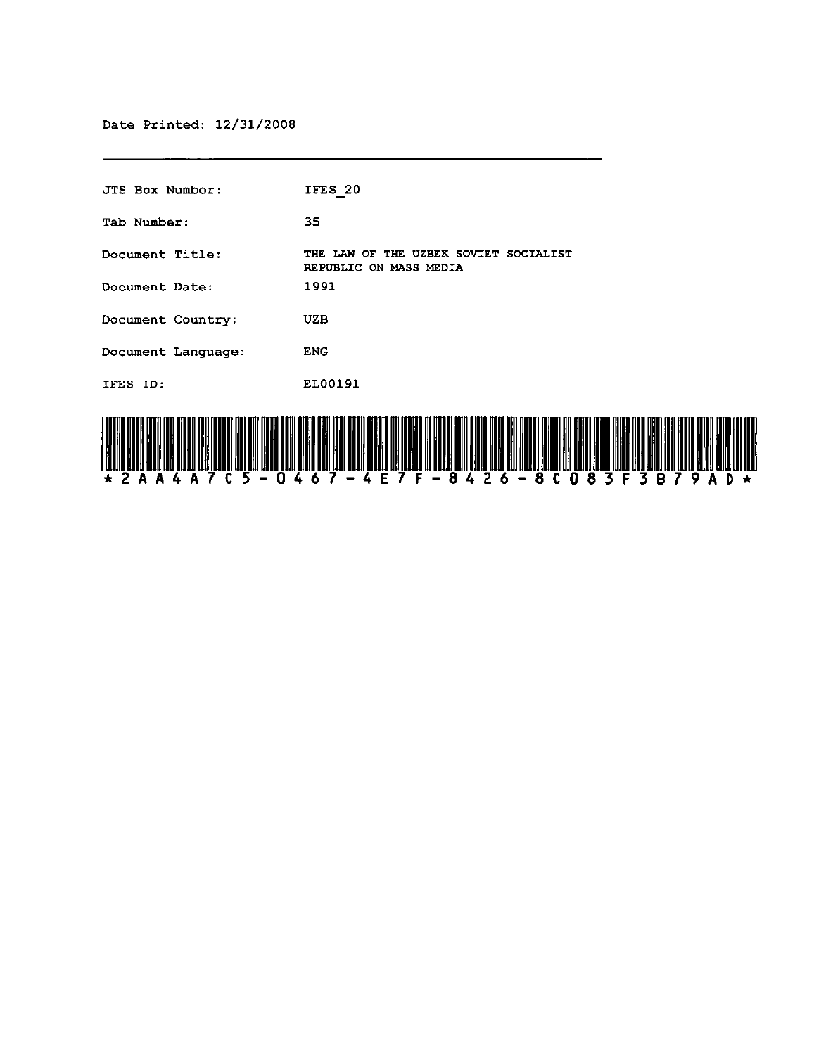Date Printed: 12/31/2008

---

| | |
|---|---|
| JTS Box Number: | IFES_20 |
| Tab Number: | 35 |
| Document Title: | THE LAW OF THE UZBEK SOVIET SOCIALIST REPUBLIC ON MASS MEDIA |
| Document Date: | 1991 |
| Document Country: | UZB |
| Document Language: | ENG |
| IFES ID: | EL00191 |

*2AA4A7C5-0467-4E7F-8426-8C083F3B79AD*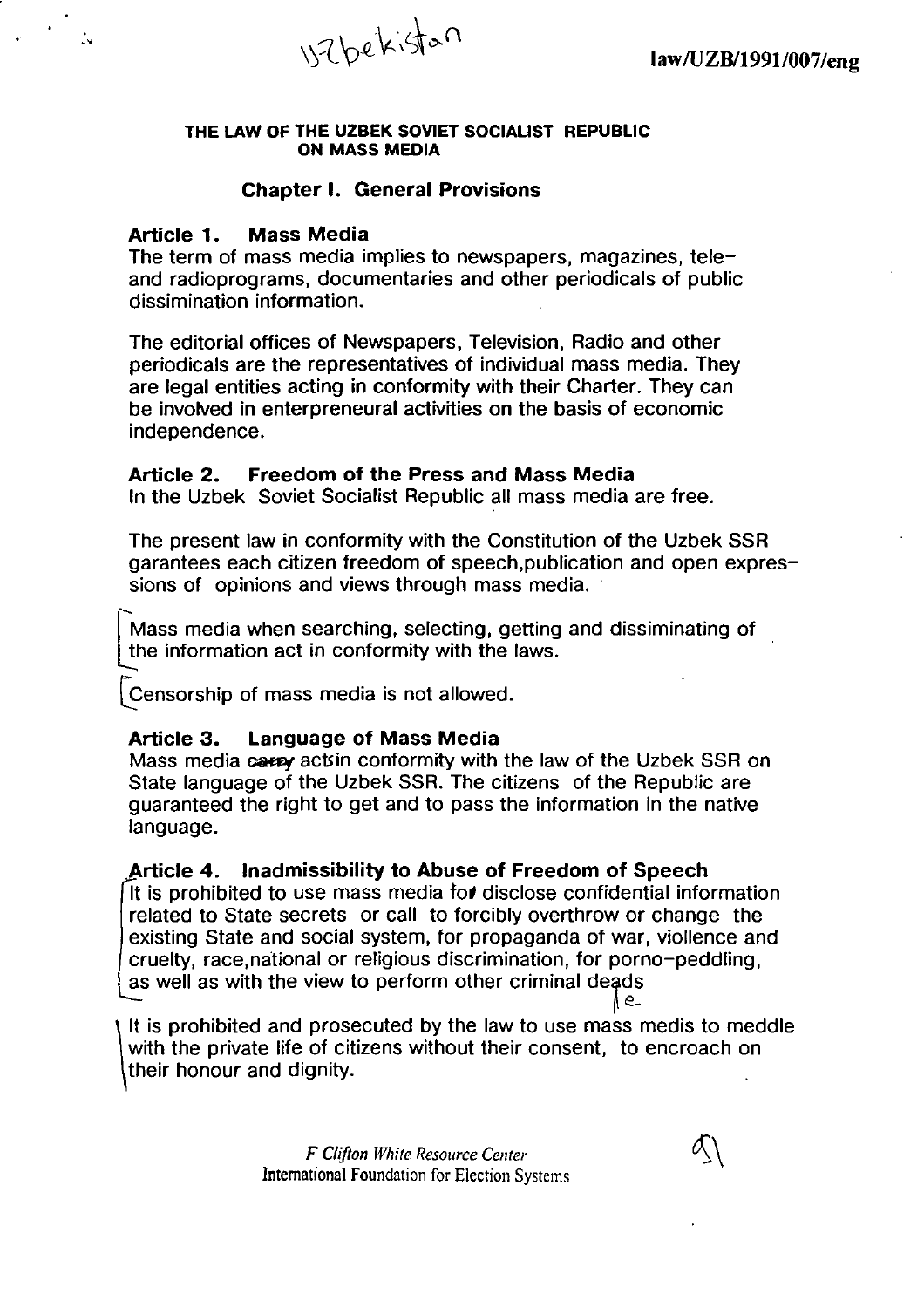# THE LAW OF THE UZBEK SOVIET SOCIALIST REPUBLIC ON MASS MEDIA

## Chapter I. General Provisions

### Article 1. Mass Media

The term of mass media implies to newspapers, magazines, tele- and radioprograms, documentaries and other periodicals of public dissimination information.

The editorial offices of Newspapers, Television, Radio and other periodicals are the representatives of individual mass media. They are legal entities acting in conformity with their Charter. They can be involved in enterpreneural activities on the basis of economic independence.

### Article 2. Freedom of the Press and Mass Media

In the Uzbek Soviet Socialist Republic all mass media are free.

The present law in conformity with the Constitution of the Uzbek SSR garantees each citizen freedom of speech,publication and open expressions of opinions and views through mass media.

Mass media when searching, selecting, getting and dissiminating of the information act in conformity with the laws.

Censorship of mass media is not allowed.

### Article 3. Language of Mass Media

Mass media acts in conformity with the law of the Uzbek SSR on State language of the Uzbek SSR. The citizens of the Republic are guaranteed the right to get and to pass the information in the native language.

### Article 4. Inadmissibility to Abuse of Freedom of Speech

It is prohibited to use mass media to disclose confidential information related to State secrets or call to forcibly overthrow or change the existing State and social system, for propaganda of war, viollence and cruelty, race,national or religious discrimination, for porno-peddling, as well as with the view to perform other criminal deeds

It is prohibited and prosecuted by the law to use mass medis to meddle with the private life of citizens without their consent, to encroach on their honour and dignity.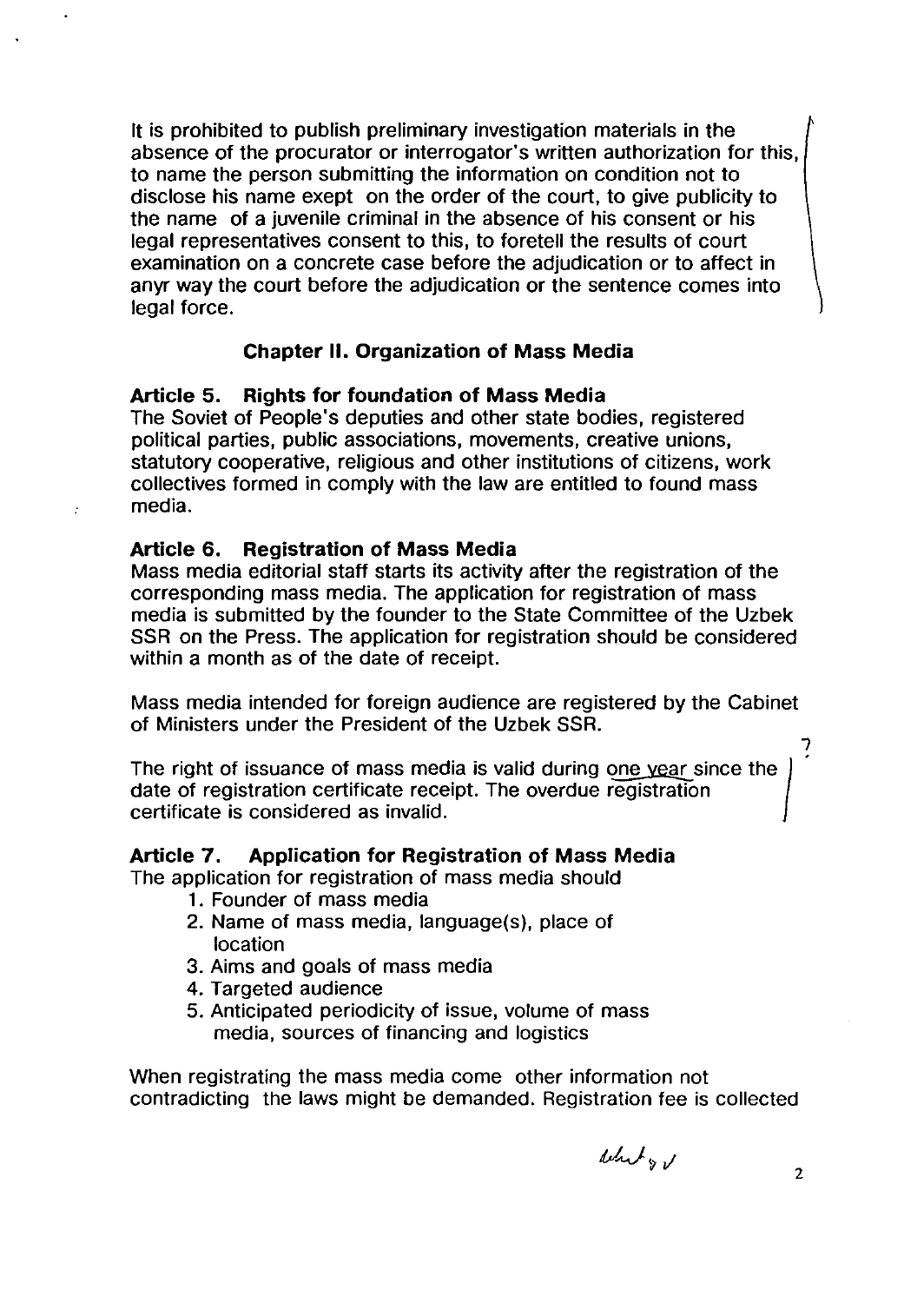It is prohibited to publish preliminary investigation materials in the absence of the procurator or interrogator's written authorization for this, to name the person submitting the information on condition not to disclose his name exept on the order of the court, to give publicity to the name of a juvenile criminal in the absence of his consent or his legal representatives consent to this, to foretell the results of court examination on a concrete case before the adjudication or to affect in anyr way the court before the adjudication or the sentence comes into legal force.

## Chapter II. Organization of Mass Media

### Article 5. Rights for foundation of Mass Media

The Soviet of People's deputies and other state bodies, registered political parties, public associations, movements, creative unions, statutory cooperative, religious and other institutions of citizens, work collectives formed in comply with the law are entitled to found mass media.

### Article 6. Registration of Mass Media

Mass media editorial staff starts its activity after the registration of the corresponding mass media. The application for registration of mass media is submitted by the founder to the State Committee of the Uzbek SSR on the Press. The application for registration should be considered within a month as of the date of receipt.

Mass media intended for foreign audience are registered by the Cabinet of Ministers under the President of the Uzbek SSR.

The right of issuance of mass media is valid during one year since the date of registration certificate receipt. The overdue registration certificate is considered as invalid.

### Article 7. Application for Registration of Mass Media

The application for registration of mass media should

1. Founder of mass media
2. Name of mass media, language(s), place of location
3. Aims and goals of mass media
4. Targeted audience
5. Anticipated periodicity of issue, volume of mass media, sources of financing and logistics

When registrating the mass media come other information not contradicting the laws might be demanded. Registration fee is collected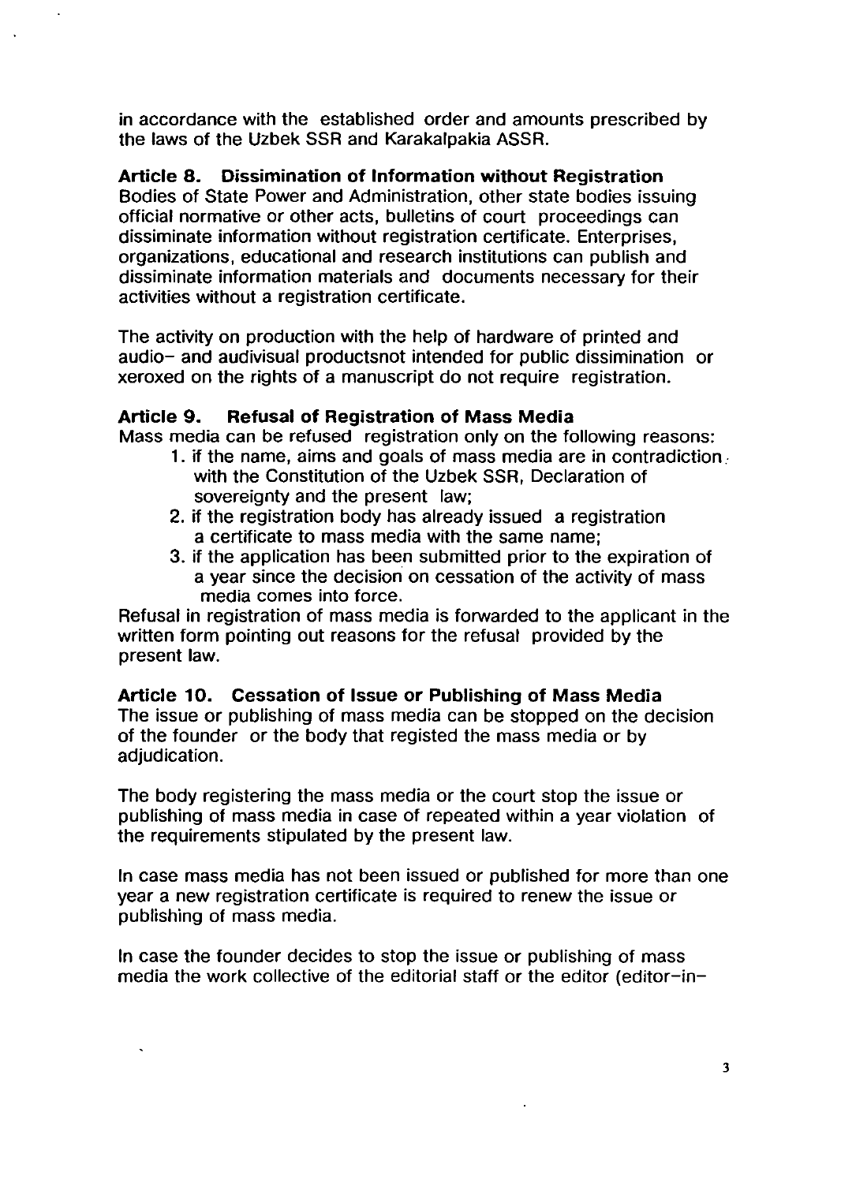in accordance with the established order and amounts prescribed by the laws of the Uzbek SSR and Karakalpakia ASSR.

**Article 8. Dissimination of Information without Registration**
Bodies of State Power and Administration, other state bodies issuing official normative or other acts, bulletins of court proceedings can dissiminate information without registration certificate. Enterprises, organizations, educational and research institutions can publish and dissiminate information materials and documents necessary for their activities without a registration certificate.

The activity on production with the help of hardware of printed and audio- and audivisual productsnot intended for public dissimination or xeroxed on the rights of a manuscript do not require registration.

**Article 9. Refusal of Registration of Mass Media**
Mass media can be refused registration only on the following reasons:

1. if the name, aims and goals of mass media are in contradiction with the Constitution of the Uzbek SSR, Declaration of sovereignty and the present law;
2. if the registration body has already issued a registration a certificate to mass media with the same name;
3. if the application has been submitted prior to the expiration of a year since the decision on cessation of the activity of mass media comes into force.

Refusal in registration of mass media is forwarded to the applicant in the written form pointing out reasons for the refusal provided by the present law.

**Article 10. Cessation of Issue or Publishing of Mass Media**
The issue or publishing of mass media can be stopped on the decision of the founder or the body that registed the mass media or by adjudication.

The body registering the mass media or the court stop the issue or publishing of mass media in case of repeated within a year violation of the requirements stipulated by the present law.

In case mass media has not been issued or published for more than one year a new registration certificate is required to renew the issue or publishing of mass media.

In case the founder decides to stop the issue or publishing of mass media the work collective of the editorial staff or the editor (editor-in-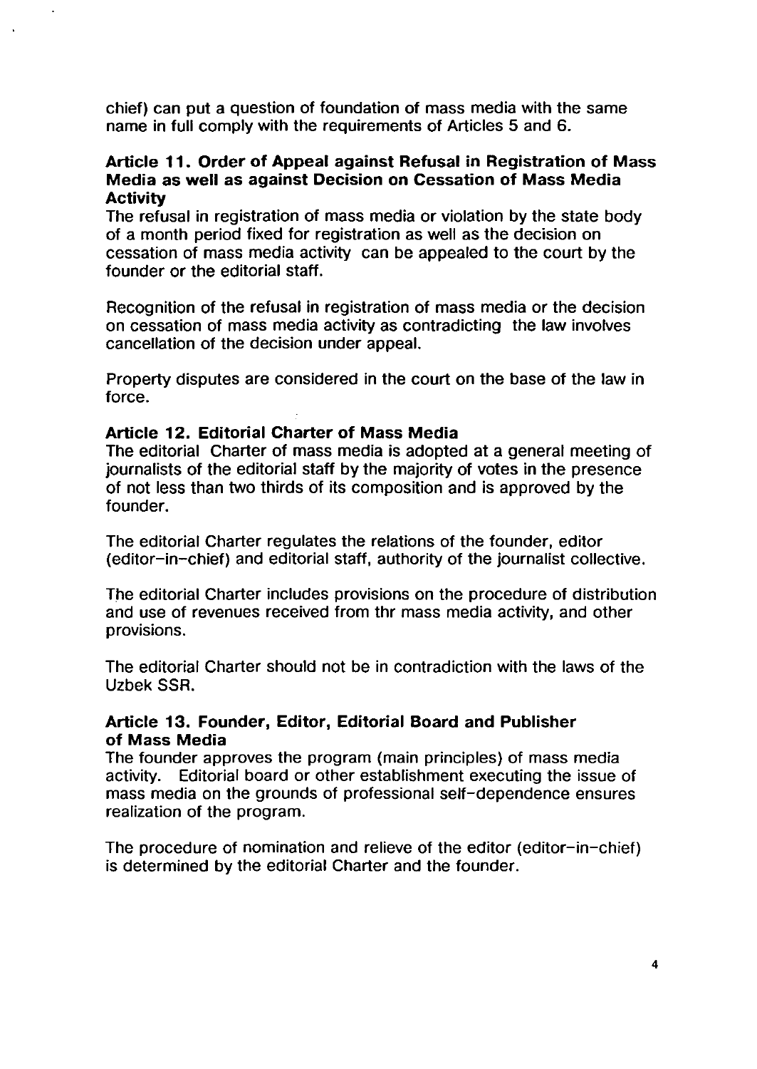chief) can put a question of foundation of mass media with the same name in full comply with the requirements of Articles 5 and 6.

### Article 11. Order of Appeal against Refusal in Registration of Mass Media as well as against Decision on Cessation of Mass Media Activity

The refusal in registration of mass media or violation by the state body of a month period fixed for registration as well as the decision on cessation of mass media activity can be appealed to the court by the founder or the editorial staff.

Recognition of the refusal in registration of mass media or the decision on cessation of mass media activity as contradicting the law involves cancellation of the decision under appeal.

Property disputes are considered in the court on the base of the law in force.

### Article 12. Editorial Charter of Mass Media

The editorial Charter of mass media is adopted at a general meeting of journalists of the editorial staff by the majority of votes in the presence of not less than two thirds of its composition and is approved by the founder.

The editorial Charter regulates the relations of the founder, editor (editor-in-chief) and editorial staff, authority of the journalist collective.

The editorial Charter includes provisions on the procedure of distribution and use of revenues received from thr mass media activity, and other provisions.

The editorial Charter should not be in contradiction with the laws of the Uzbek SSR.

### Article 13. Founder, Editor, Editorial Board and Publisher of Mass Media

The founder approves the program (main principles) of mass media activity. Editorial board or other establishment executing the issue of mass media on the grounds of professional self-dependence ensures realization of the program.

The procedure of nomination and relieve of the editor (editor-in-chief) is determined by the editorial Charter and the founder.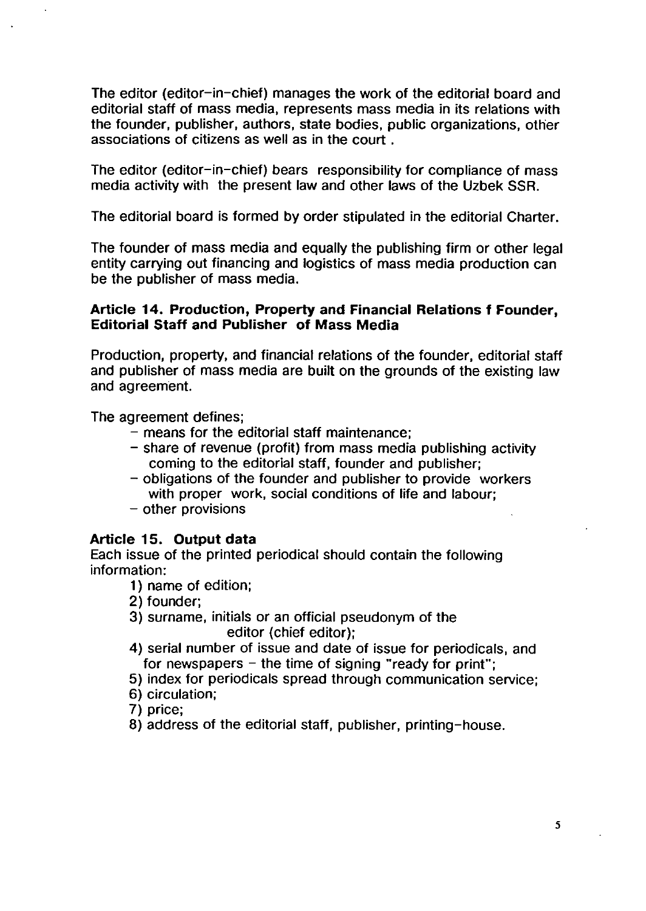The editor (editor–in–chief) manages the work of the editorial board and editorial staff of mass media, represents mass media in its relations with the founder, publisher, authors, state bodies, public organizations, other associations of citizens as well as in the court .

The editor (editor–in–chief) bears responsibility for compliance of mass media activity with the present law and other laws of the Uzbek SSR.

The editorial board is formed by order stipulated in the editorial Charter.

The founder of mass media and equally the publishing firm or other legal entity carrying out financing and logistics of mass media production can be the publisher of mass media.

### Article 14. Production, Property and Financial Relations f Founder, Editorial Staff and Publisher of Mass Media

Production, property, and financial relations of the founder, editorial staff and publisher of mass media are built on the grounds of the existing law and agreement.

The agreement defines;

- means for the editorial staff maintenance;
- share of revenue (profit) from mass media publishing activity coming to the editorial staff, founder and publisher;
- obligations of the founder and publisher to provide workers with proper work, social conditions of life and labour;
- other provisions

### Article 15. Output data

Each issue of the printed periodical should contain the following information:

1) name of edition;
2) founder;
3) surname, initials or an official pseudonym of the editor (chief editor);
4) serial number of issue and date of issue for periodicals, and for newspapers – the time of signing "ready for print";
5) index for periodicals spread through communication service;
6) circulation;
7) price;
8) address of the editorial staff, publisher, printing–house.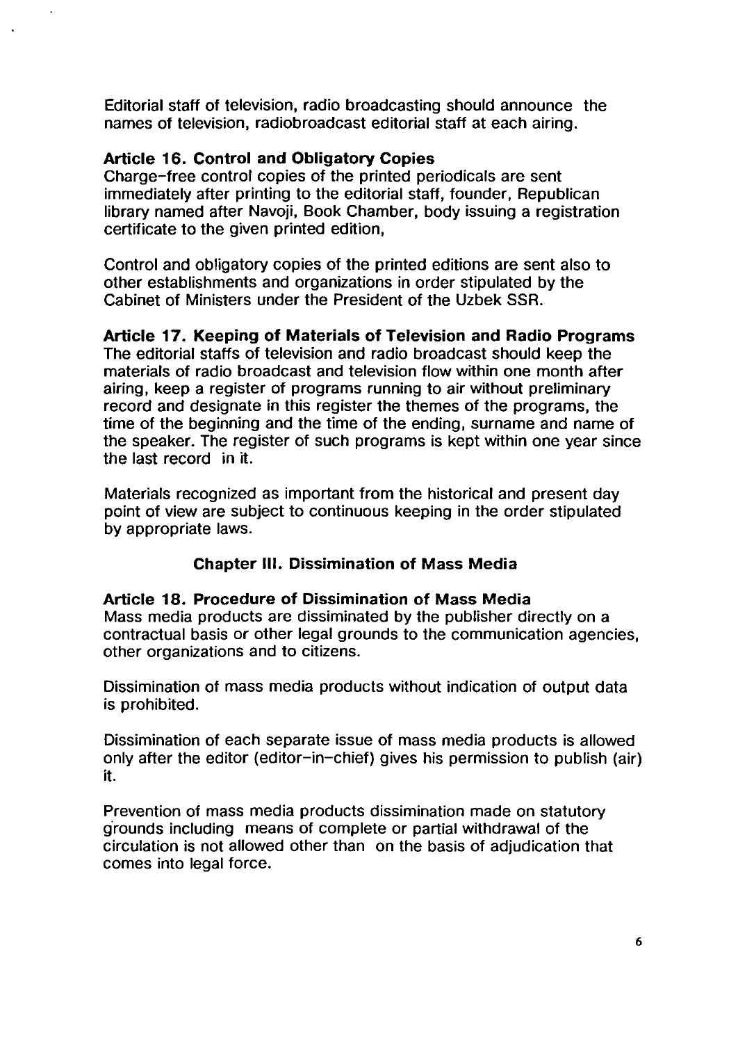Editorial staff of television, radio broadcasting should announce the names of television, radiobroadcast editorial staff at each airing.

**Article 16. Control and Obligatory Copies**

Charge-free control copies of the printed periodicals are sent immediately after printing to the editorial staff, founder, Republican library named after Navoji, Book Chamber, body issuing a registration certificate to the given printed edition,

Control and obligatory copies of the printed editions are sent also to other establishments and organizations in order stipulated by the Cabinet of Ministers under the President of the Uzbek SSR.

**Article 17. Keeping of Materials of Television and Radio Programs**

The editorial staffs of television and radio broadcast should keep the materials of radio broadcast and television flow within one month after airing, keep a register of programs running to air without preliminary record and designate in this register the themes of the programs, the time of the beginning and the time of the ending, surname and name of the speaker. The register of such programs is kept within one year since the last record in it.

Materials recognized as important from the historical and present day point of view are subject to continuous keeping in the order stipulated by appropriate laws.

## Chapter III. Dissimination of Mass Media

**Article 18. Procedure of Dissimination of Mass Media**

Mass media products are dissiminated by the publisher directly on a contractual basis or other legal grounds to the communication agencies, other organizations and to citizens.

Dissimination of mass media products without indication of output data is prohibited.

Dissimination of each separate issue of mass media products is allowed only after the editor (editor-in-chief) gives his permission to publish (air) it.

Prevention of mass media products dissimination made on statutory grounds including means of complete or partial withdrawal of the circulation is not allowed other than on the basis of adjudication that comes into legal force.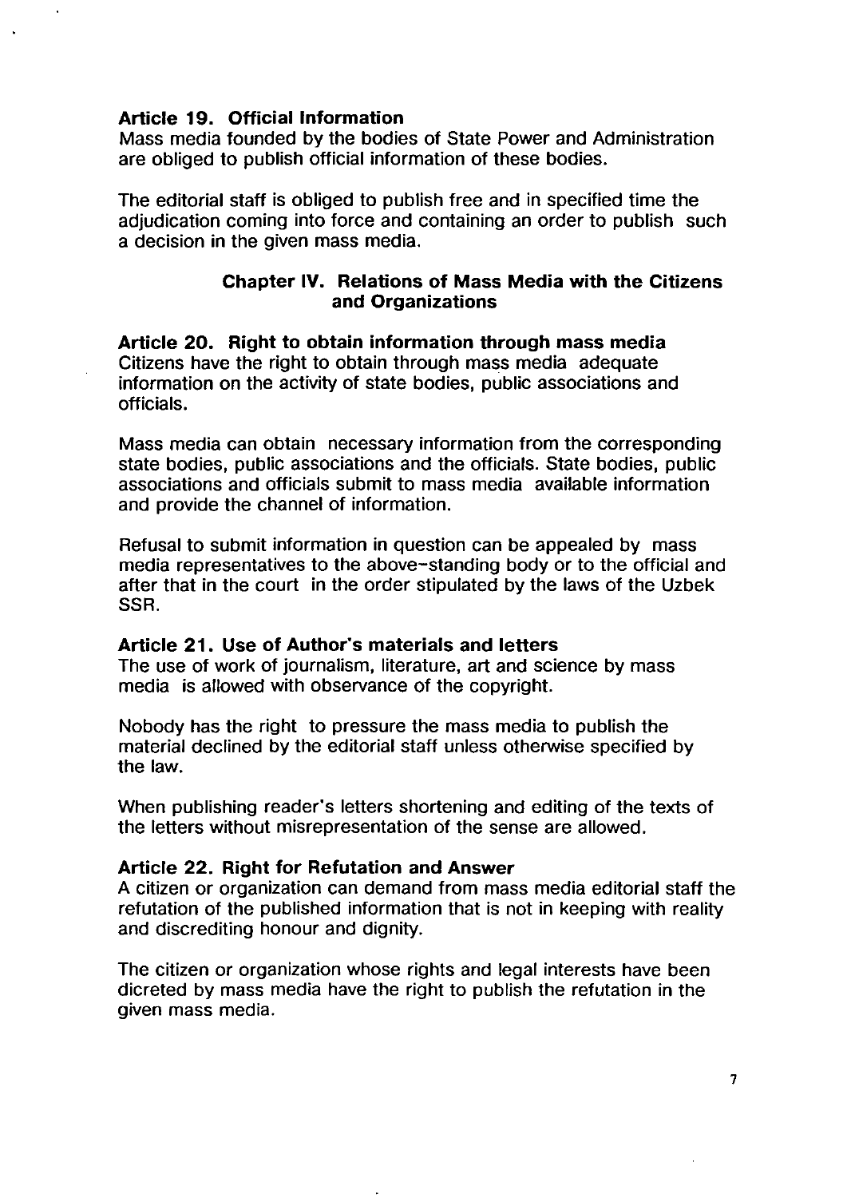**Article 19. Official Information**
Mass media founded by the bodies of State Power and Administration are obliged to publish official information of these bodies.

The editorial staff is obliged to publish free and in specified time the adjudication coming into force and containing an order to publish such a decision in the given mass media.

### Chapter IV. Relations of Mass Media with the Citizens and Organizations

**Article 20. Right to obtain information through mass media**
Citizens have the right to obtain through mass media adequate information on the activity of state bodies, public associations and officials.

Mass media can obtain necessary information from the corresponding state bodies, public associations and the officials. State bodies, public associations and officials submit to mass media available information and provide the channel of information.

Refusal to submit information in question can be appealed by mass media representatives to the above-standing body or to the official and after that in the court in the order stipulated by the laws of the Uzbek SSR.

**Article 21. Use of Author's materials and letters**
The use of work of journalism, literature, art and science by mass media is allowed with observance of the copyright.

Nobody has the right to pressure the mass media to publish the material declined by the editorial staff unless otherwise specified by the law.

When publishing reader's letters shortening and editing of the texts of the letters without misrepresentation of the sense are allowed.

**Article 22. Right for Refutation and Answer**
A citizen or organization can demand from mass media editorial staff the refutation of the published information that is not in keeping with reality and discrediting honour and dignity.

The citizen or organization whose rights and legal interests have been dicreted by mass media have the right to publish the refutation in the given mass media.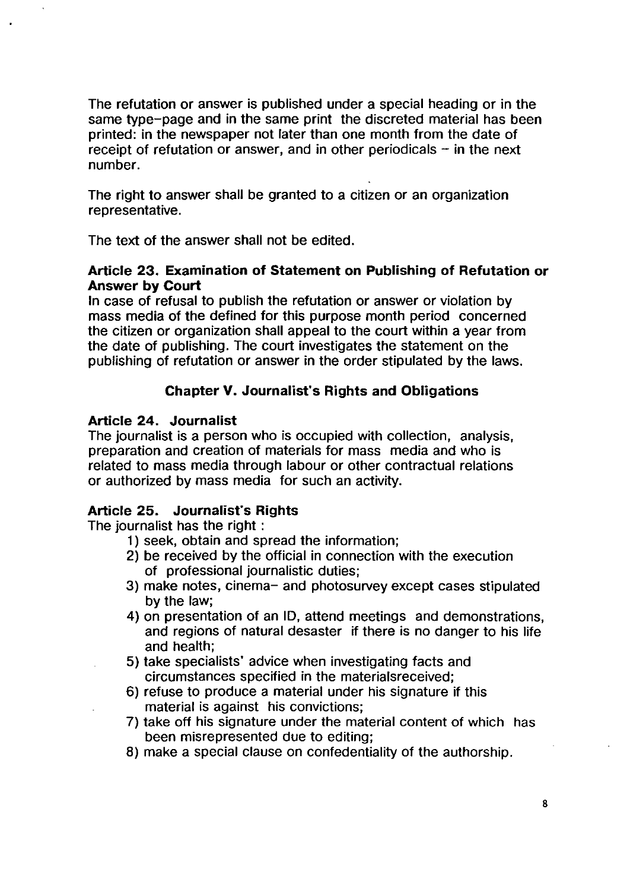The refutation or answer is published under a special heading or in the same type-page and in the same print the discreted material has been printed: in the newspaper not later than one month from the date of receipt of refutation or answer, and in other periodicals – in the next number.

The right to answer shall be granted to a citizen or an organization representative.

The text of the answer shall not be edited.

**Article 23. Examination of Statement on Publishing of Refutation or Answer by Court**

In case of refusal to publish the refutation or answer or violation by mass media of the defined for this purpose month period concerned the citizen or organization shall appeal to the court within a year from the date of publishing. The court investigates the statement on the publishing of refutation or answer in the order stipulated by the laws.

## Chapter V. Journalist's Rights and Obligations

**Article 24. Journalist**

The journalist is a person who is occupied with collection, analysis, preparation and creation of materials for mass media and who is related to mass media through labour or other contractual relations or authorized by mass media for such an activity.

**Article 25. Journalist's Rights**

The journalist has the right :

1) seek, obtain and spread the information;
2) be received by the official in connection with the execution of professional journalistic duties;
3) make notes, cinema- and photosurvey except cases stipulated by the law;
4) on presentation of an ID, attend meetings and demonstrations, and regions of natural desaster if there is no danger to his life and health;
5) take specialists' advice when investigating facts and circumstances specified in the materialsreceived;
6) refuse to produce a material under his signature if this material is against his convictions;
7) take off his signature under the material content of which has been misrepresented due to editing;
8) make a special clause on confedentiality of the authorship.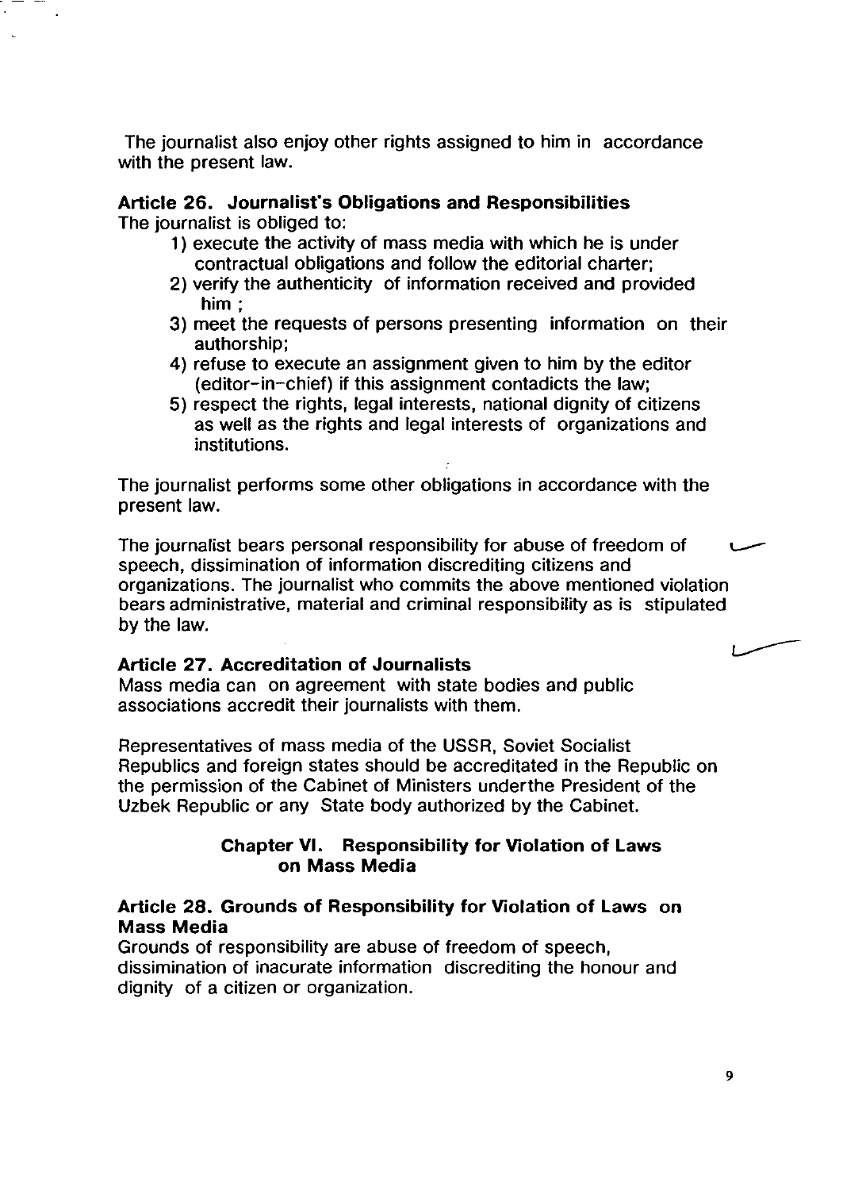The journalist also enjoy other rights assigned to him in accordance with the present law.

### Article 26. Journalist's Obligations and Responsibilities

The journalist is obliged to:

1) execute the activity of mass media with which he is under contractual obligations and follow the editorial charter;
2) verify the authenticity of information received and provided him ;
3) meet the requests of persons presenting information on their authorship;
4) refuse to execute an assignment given to him by the editor (editor-in-chief) if this assignment contadicts the law;
5) respect the rights, legal interests, national dignity of citizens as well as the rights and legal interests of organizations and institutions.

The journalist performs some other obligations in accordance with the present law.

The journalist bears personal responsibility for abuse of freedom of speech, dissimination of information discrediting citizens and organizations. The journalist who commits the above mentioned violation bears administrative, material and criminal responsibility as is stipulated by the law.

### Article 27. Accreditation of Journalists

Mass media can on agreement with state bodies and public associations accredit their journalists with them.

Representatives of mass media of the USSR, Soviet Socialist Republics and foreign states should be accreditated in the Republic on the permission of the Cabinet of Ministers underthe President of the Uzbek Republic or any State body authorized by the Cabinet.

## Chapter VI. Responsibility for Violation of Laws on Mass Media

### Article 28. Grounds of Responsibility for Violation of Laws on Mass Media

Grounds of responsibility are abuse of freedom of speech, dissimination of inacurate information discrediting the honour and dignity of a citizen or organization.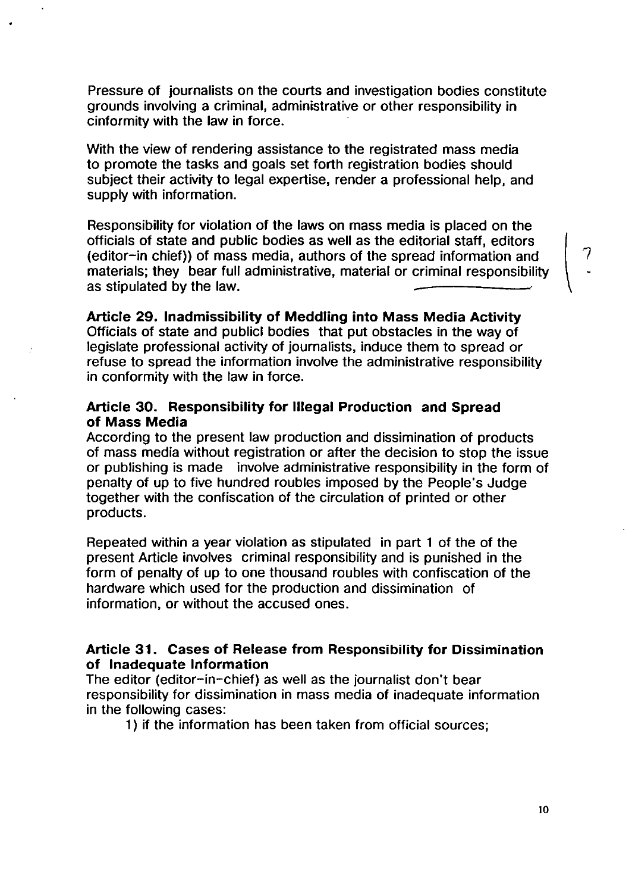Pressure of journalists on the courts and investigation bodies constitute grounds involving a criminal, administrative or other responsibility in cinformity with the law in force.

With the view of rendering assistance to the registrated mass media to promote the tasks and goals set forth registration bodies should subject their activity to legal expertise, render a professional help, and supply with information.

Responsibility for violation of the laws on mass media is placed on the officials of state and public bodies as well as the editorial staff, editors (editor-in chief)) of mass media, authors of the spread information and materials; they bear full administrative, material or criminal responsibility as stipulated by the law.

**Article 29. Inadmissibility of Meddling into Mass Media Activity**
Officials of state and publicl bodies that put obstacles in the way of legislate professional activity of journalists, induce them to spread or refuse to spread the information involve the administrative responsibility in conformity with the law in force.

**Article 30. Responsibility for Illegal Production and Spread of Mass Media**
According to the present law production and dissimination of products of mass media without registration or after the decision to stop the issue or publishing is made involve administrative responsibility in the form of penalty of up to five hundred roubles imposed by the People's Judge together with the confiscation of the circulation of printed or other products.

Repeated within a year violation as stipulated in part 1 of the of the present Article involves criminal responsibility and is punished in the form of penalty of up to one thousand roubles with confiscation of the hardware which used for the production and dissimination of information, or without the accused ones.

**Article 31. Cases of Release from Responsibility for Dissimination of Inadequate Information**
The editor (editor-in-chief) as well as the journalist don't bear responsibility for dissimination in mass media of inadequate information in the following cases:

1) if the information has been taken from official sources;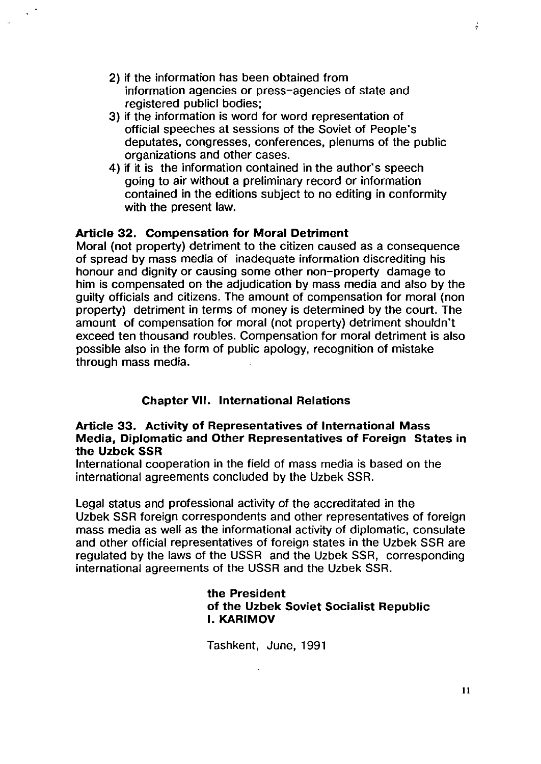2) if the information has been obtained from information agencies or press-agencies of state and registered publicl bodies;
3) if the information is word for word representation of official speeches at sessions of the Soviet of People's deputates, congresses, conferences, plenums of the public organizations and other cases.
4) if it is the information contained in the author's speech going to air without a preliminary record or information contained in the editions subject to no editing in conformity with the present law.

**Article 32. Compensation for Moral Detriment**

Moral (not property) detriment to the citizen caused as a consequence of spread by mass media of inadequate information discrediting his honour and dignity or causing some other non-property damage to him is compensated on the adjudication by mass media and also by the guilty officials and citizens. The amount of compensation for moral (non property) detriment in terms of money is determined by the court. The amount of compensation for moral (not property) detriment shouldn't exceed ten thousand roubles. Compensation for moral detriment is also possible also in the form of public apology, recognition of mistake through mass media.

## Chapter VII. International Relations

**Article 33. Activity of Representatives of International Mass Media, Diplomatic and Other Representatives of Foreign States in the Uzbek SSR**

International cooperation in the field of mass media is based on the international agreements concluded by the Uzbek SSR.

Legal status and professional activity of the accreditated in the Uzbek SSR foreign correspondents and other representatives of foreign mass media as well as the informational activity of diplomatic, consulate and other official representatives of foreign states in the Uzbek SSR are regulated by the laws of the USSR and the Uzbek SSR, corresponding international agreements of the USSR and the Uzbek SSR.

**the President**
**of the Uzbek Soviet Socialist Republic**
**I. KARIMOV**

Tashkent, June, 1991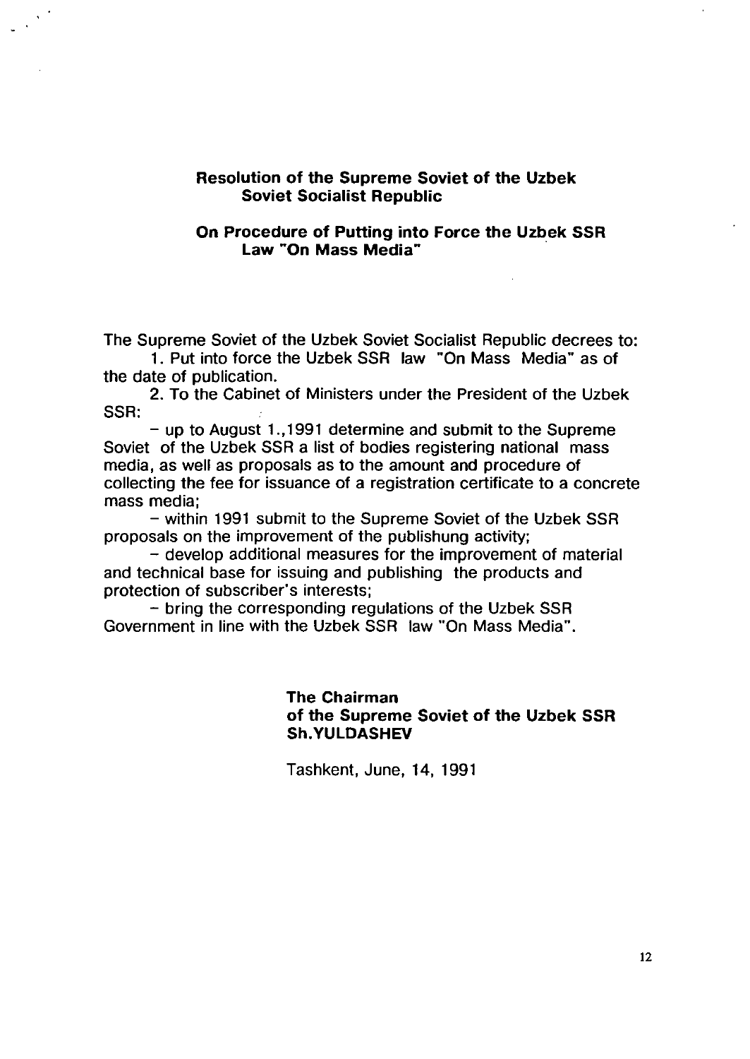## Resolution of the Supreme Soviet of the Uzbek Soviet Socialist Republic

## On Procedure of Putting into Force the Uzbek SSR Law "On Mass Media"

The Supreme Soviet of the Uzbek Soviet Socialist Republic decrees to:

1. Put into force the Uzbek SSR law "On Mass Media" as of the date of publication.

2. To the Cabinet of Ministers under the President of the Uzbek SSR:

– up to August 1.,1991 determine and submit to the Supreme Soviet of the Uzbek SSR a list of bodies registering national mass media, as well as proposals as to the amount and procedure of collecting the fee for issuance of a registration certificate to a concrete mass media;

– within 1991 submit to the Supreme Soviet of the Uzbek SSR proposals on the improvement of the publishung activity;

– develop additional measures for the improvement of material and technical base for issuing and publishing the products and protection of subscriber's interests;

– bring the corresponding regulations of the Uzbek SSR Government in line with the Uzbek SSR law "On Mass Media".

**The Chairman**
**of the Supreme Soviet of the Uzbek SSR**
**Sh.YULDASHEV**

Tashkent, June, 14, 1991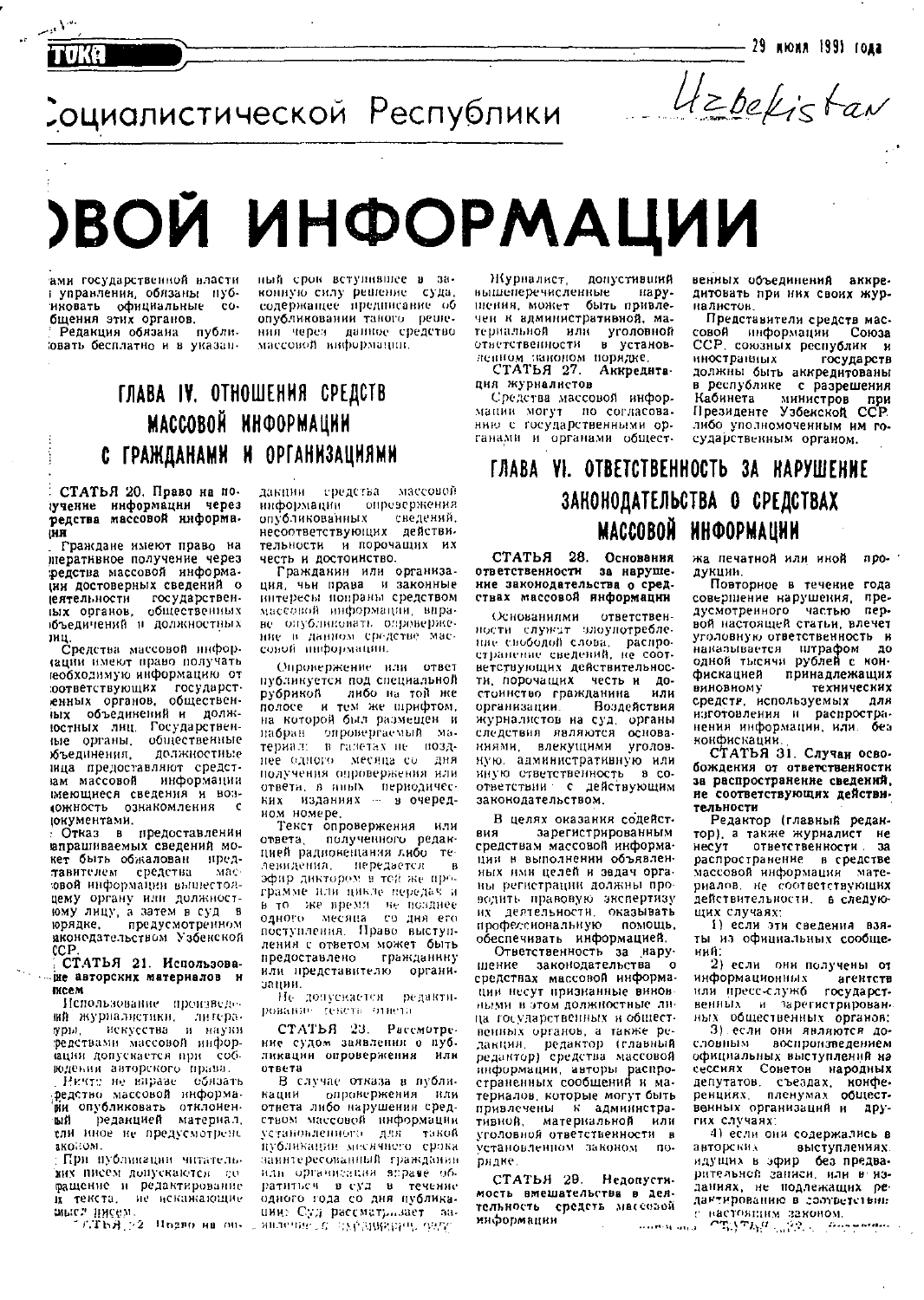Социалистической Республики

Uzbekistan

# ...ВОЙ ИНФОРМАЦИИ

...ами государственной власти и управления, обязаны опубликовать официальные сообщения этих органов.

Редакция обязана публиковать бесплатно и в указанный срок вступившее в законную силу решение суда, содержащее предписание об опубликовании такого решения через данное средство массовой информации.

Журналист, допустивший вышеперечисленные нарушения, может быть привлечен к административной, материальной или уголовной ответственности в установленном законом порядке.

**СТАТЬЯ 27. Аккредитация журналистов**

Средства массовой информации могут по согласованию с государственными органами и органами общественных объединений аккредитовать при них своих журналистов.

Представители средств массовой информации Союза ССР, союзных республик и иностранных государств должны быть аккредитованы в республике с разрешения Кабинета министров при Президенте Узбекской ССР либо уполномоченным им государственным органом.

## ГЛАВА IV. ОТНОШЕНИЯ СРЕДСТВ МАССОВОЙ ИНФОРМАЦИИ С ГРАЖДАНАМИ И ОРГАНИЗАЦИЯМИ

**СТАТЬЯ 20. Право на получение информации через средства массовой информации**

Граждане имеют право на оперативное получение через средства массовой информации достоверных сведений о деятельности государственных органов, общественных объединений и должностных лиц.

Средства массовой информации имеют право получать необходимую информацию от соответствующих государственных органов, общественных объединений и должностных лиц. Государственные органы, общественные объединения, должностные лица предоставляют средствам массовой информации имеющиеся сведения и возможность ознакомления с документами.

Отказ в предоставлении запрашиваемых сведений может быть обжалован представителем средства массовой информации вышестоящему органу или должностному лицу, а затем в суд в порядке, предусмотренном законодательством Узбекской ССР.

**СТАТЬЯ 21. Использование авторских материалов и писем**

Использование произведений журналистики, литературы, искусства и науки средствами массовой информации допускается при соблюдении авторского права.

Никто не вправе обязать средство массовой информации опубликовать отклоненный редакцией материал, если иное не предусмотрено законом.

При публикации читательских писем допускаются сокращение и редактирование их текста, не искажающие смысл писем.

СТАТЬЯ 22. Право на опровержение

...дакции средства массовой информации опровержения опубликованных сведений, несоответствующих действительности и порочащих их честь и достоинство.

Гражданин или организация, чьи права и законные интересы попраны средством массовой информации, вправе опубликовать опровержение в данном средстве массовой информации.

Опровержение или ответ публикуется под специальной рубрикой либо на той же полосе и тем же шрифтом, на которой был размещен и набран опровергаемый материал: в газетах не позднее одного месяца со дня получения опровержения или ответа, в иных периодических изданиях — в очередном номере.

Текст опровержения или ответа, полученного редакцией радиовещания либо телевидения, передается в эфир диктором в той же программе или цикле передач и в то же время не позднее одного месяца со дня его поступления. Право выступления с ответом может быть предоставлено гражданину или представителю организации.

Не допускается редактирование текста ответа.

**СТАТЬЯ 23. Рассмотрение судом заявления о публикации опровержения или ответа**

В случае отказа в публикации опровержения или ответа либо нарушении средством массовой информации установленного для такой публикации месячного срока заинтересованный гражданин или организация вправе обратиться в суд в течение одного года со дня публикации. Суд рассматривает заявление ...

## ГЛАВА VI. ОТВЕТСТВЕННОСТЬ ЗА НАРУШЕНИЕ ЗАКОНОДАТЕЛЬСТВА О СРЕДСТВАХ МАССОВОЙ ИНФОРМАЦИИ

**СТАТЬЯ 28. Основания ответственности за нарушение законодательства о средствах массовой информации**

Основаниями ответственности служат злоупотребление свободой слова, распространение сведений, не соответствующих действительности, порочащих честь и достоинство гражданина или организации. Воздействия журналистов на суд, органы следствия являются основаниями, влекущими уголовную, административную или иную ответственность в соответствии с действующим законодательством.

В целях оказания содействия зарегистрированным средствам массовой информации в выполнении объявленных ими целей и задач органы регистрации должны проводить правовую экспертизу их деятельности, оказывать профессиональную помощь, обеспечивать информацией.

Ответственность за нарушение законодательства о средствах массовой информации несут признанные виновными в этом должностные лица государственных и общественных органов, а также редакции, редактор (главный редактор) средства массовой информации, авторы распространенных сообщений и материалов, которые могут быть привлечены к административной, материальной или уголовной ответственности в установленном законом порядке.

**СТАТЬЯ 29. Недопустимость вмешательства в деятельность средств массовой информации**

...

...жа печатной или иной продукции.

Повторное в течение года совершение нарушения, предусмотренного частью первой настоящей статьи, влечет уголовную ответственность и наказывается штрафом до одной тысячи рублей с конфискацией принадлежащих виновному технических средств, используемых для изготовления и распространения информации, или без конфискации.

**СТАТЬЯ 31. Случаи освобождения от ответственности за распространение сведений, не соответствующих действительности**

Редактор (главный редактор), а также журналист не несут ответственности за распространение в средстве массовой информации материалов, не соответствующих действительности, в следующих случаях:

1) если эти сведения взяты из официальных сообщений;

2) если они получены от информационных агентств или пресс-служб государственных и зарегистрированных общественных органов;

3) если они являются дословным воспроизведением официальных выступлений на сессиях Советов народных депутатов, съездах, конференциях, пленумах общественных организаций и других случаях;

4) если они содержались в авторских выступлениях, идущих в эфир без предварительной записи, или в изданиях, не подлежащих редактированию в соответствии с настоящим законом.

СТАТЬЯ 32. ...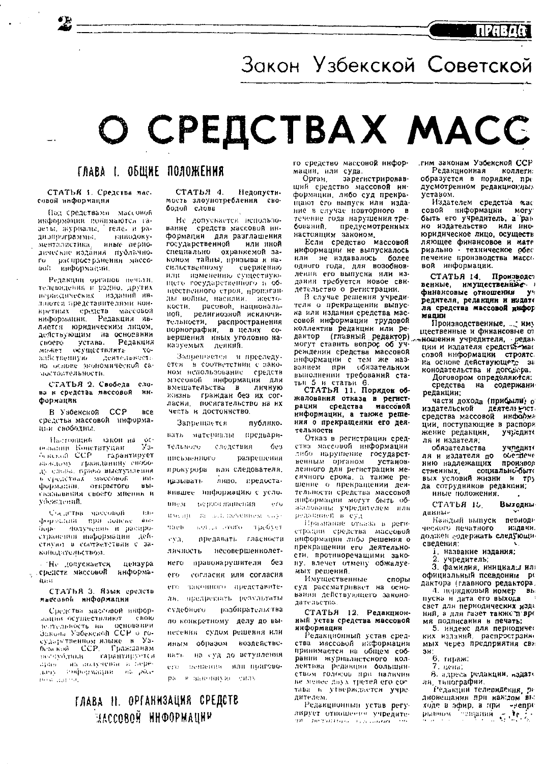# Закон Узбекской Советской

# О СРЕДСТВАХ МАСС

## ГЛАВА I. ОБЩИЕ ПОЛОЖЕНИЯ

**СТАТЬЯ 1. Средства массовой информации**

Под средствами массовой информации понимаются газеты, журналы, теле- и радиопрограммы, кинодокументалистика, иные периодические издания публичного распространения массовой информации.

Редакции органов печати, телевидения и радио, других периодических изданий являются представителями конкретных средств массовой информации. Редакция является юридическим лицом, действующим на основании своего устава. Редакция может осуществлять хозяйственную деятельность на основе экономической самостоятельности.

**СТАТЬЯ 2. Свобода слова и средства массовой информации**

В Узбекской ССР все средства массовой информации свободны.

Настоящий закон на основании Конституции Узбекской ССР гарантирует каждому гражданину свободу слова, право выступления в средствах массовой информации, открытого высказывания своего мнения и убеждений.

Средства массовой информации при поиске, выборе, получении и распространении информации действуют в соответствии с законодательством.

Не допускается цензура средств массовой информации.

**СТАТЬЯ 3. Язык средств массовой информации**

Средства массовой информации осуществляют свою деятельность на основании Закона Узбекской ССР о государственном языке в Узбекской ССР. Гражданам республики гарантируется право на получение и передачу информации на родном языке.

**СТАТЬЯ 4. Недопустимость злоупотребления свободой слова**

Не допускается использование средств массовой информации для разглашения государственной или иной специально охраняемой законом тайны, призыва к насильственному свержению или изменению существующего государственного и общественного строя, пропаганды войны, насилия, жестокости, расовой, национальной, религиозной исключительности, распространения порнографии, в целях совершения иных уголовно наказуемых деяний.

Запрещается и преследуется в соответствии с законом использование средств массовой информации для вмешательства в личную жизнь граждан без их согласия, посягательство на их честь и достоинство.

Запрещается публиковать материалы предварительного следствия без письменного разрешения прокурора или следователя, называть лицо, предоставившее информацию с условием нераскрытия его имени за исключением случаев, когда этого требует суд, предавать гласности личность несовершеннолетнего правонарушителя без его согласия или согласия его законного представителя, предрешать результаты судебного разбирательства по конкретному делу до вынесения судом решения или иным образом воздействовать на суд до вступления его решения или приговора в законную силу.

## ГЛАВА II. ОРГАНИЗАЦИЯ СРЕДСТВ МАССОВОЙ ИНФОРМАЦИИ

го средство массовой информации, или суда.

Орган, зарегистрировавший средство массовой информации, либо суд прекращают его выпуск или издание в случае повторного в течение года нарушения требований, предусмотренных настоящим законом.

Если средство массовой информации не выпускалось или не издавалось более одного года, для возобновления его выпуска или издания требуется новое свидетельство о регистрации.

В случае решения учредителя о прекращении выпуска или издания средства массовой информации трудовой коллектив редакции или редактор (главный редактор) могут ставить вопрос об учреждении средства массовой информации с тем же названием при обязательном выполнении требований статьи 5 и статьи 6.

**СТАТЬЯ 11. Порядок обжалования отказа в регистрации средства массовой информации, а также решения о прекращении его деятельности**

Отказ в регистрации средства массовой информации либо нарушение государственным органом установленного для регистрации месячного срока, а также решение о прекращении деятельности средства массовой информации могут быть обжалованы учредителем или редакцией в суд.

Признание отказа в регистрации средства массовой информации либо решения о прекращении его деятельности, противоречащими закону, влечет отмену обжалуемых решений.

Имущественные споры суд рассматривает на основании действующего законодательства.

**СТАТЬЯ 12. Редакционный устав средства массовой информации**

Редакционный устав средства массовой информации принимается на общем собрании журналистского коллектива редакции большинством голосов при наличии не менее двух третей его состава и утверждается учредителем.

Редакционный устав регулирует отношения учредителя ... 

...гим законам Узбекской ССР.

Редакционная коллегия образуется в порядке, предусмотренном редакционным уставом.

Издателем средства массовой информации могут быть его учредитель, а равно издательство или иное юридическое лицо, осуществляющее финансовое и материально - техническое обеспечение производства массовой информации.

**СТАТЬЯ 14. Производственные, имущественные и финансовые отношения учредителя, редакции и издателя средства массовой информации**

Производственные, имущественные и финансовые отношения учредителя, редакции и издателя средства массовой информации строятся на основе действующего законодательства и договора.

Договором определяются:

средства на содержание редакции;

части дохода (прибыли) от издательской деятельности средства массовой информации, поступающие в распоряжение редакции, учредителя и издателя;

обязательства учредителя и издателя по обеспечению надлежащих производственных, социально-бытовых условий жизни и труда сотрудников редакции;

иные положения.

**СТАТЬЯ 15. Выходные данные**

Каждый выпуск периодического печатного издания должен содержать следующие сведения:

1. название издания;
2. учредитель;
3. фамилия, инициалы или официальный псевдоним редактора (главного редактора);
4. порядковый номер выпуска и дата его выхода в свет для периодических изданий, а для газет также и время подписания в печать;
5. индекс для периодических изданий, распространяемых через предприятия связи;
6. тираж;
7. цена;
8. адреса редакции, издателя, типографии.

Редакции телевидения, радиовещания при каждом выходе в эфир, а при непрерывном вещании ...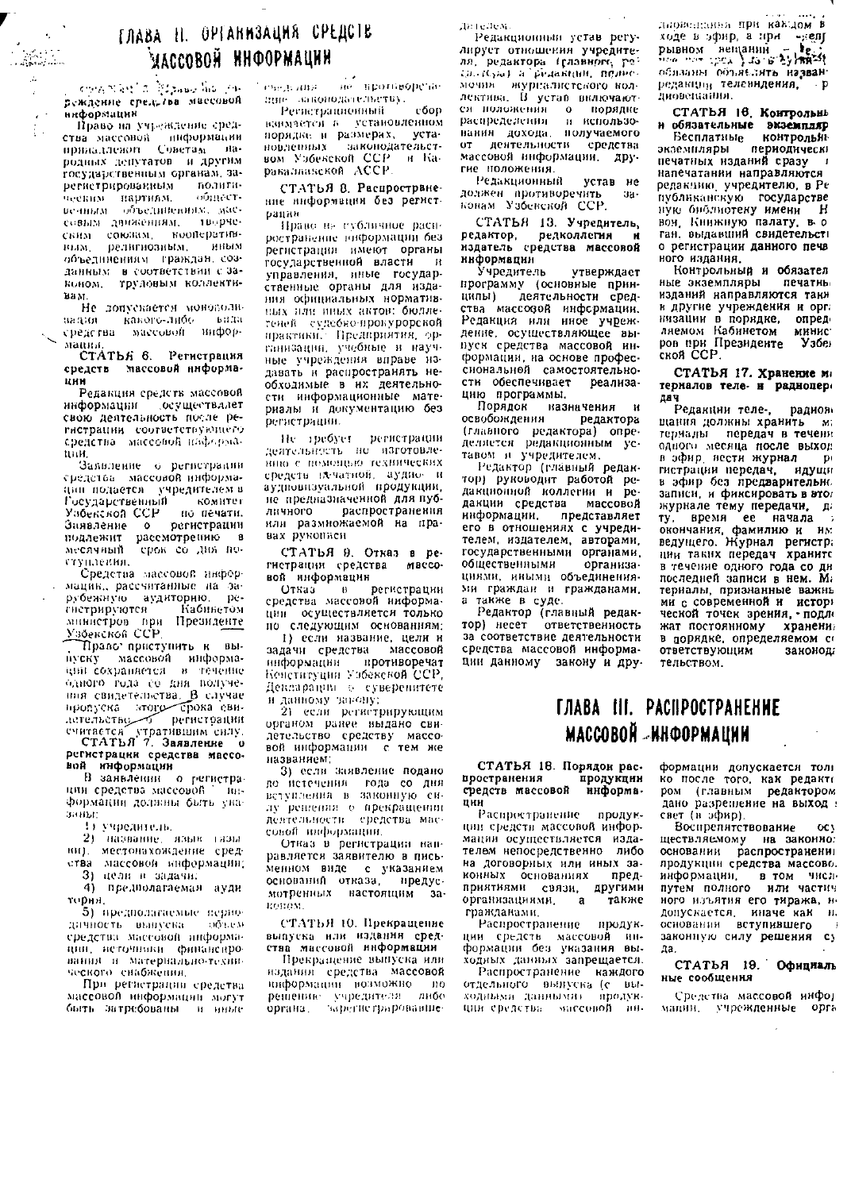## ГЛАВА II. ОРГАНИЗАЦИЯ СРЕДСТВ МАССОВОЙ ИНФОРМАЦИИ

**СТАТЬЯ 5. Право на учреждение средства массовой информации**

Право на учреждение средства массовой информации принадлежит Советам народных депутатов и другим государственным органам, зарегистрированным политическим партиям, общественным объединениям, массовым движениям, творческим союзам, кооперативным, религиозным, иным объединениям граждан, созданным в соответствии с законом, трудовым коллективам.

Не допускается монополизация какого-либо вида средства массовой информации.

**СТАТЬЯ 6. Регистрация средств массовой информации**

Редакция средств массовой информации осуществляет свою деятельность после регистрации соответствующего средства массовой информации.

Заявление о регистрации средства массовой информации подается учредителем в Государственный комитет Узбекской ССР по печати. Заявление о регистрации подлежит рассмотрению в месячный срок со дня поступления.

Средства массовой информации, рассчитанные на зарубежную аудиторию, регистрируются Кабинетом министров при Президенте Узбекской ССР.

Право приступить к выпуску массовой информации сохраняется в течение одного года со дня получения свидетельства. В случае пропуска этого срока свидетельство о регистрации считается утратившим силу.

**СТАТЬЯ 7. Заявление о регистрации средства массовой информации**

В заявлении о регистрации средства массовой информации должны быть указаны:

1) учредитель;

2) название, язык (языки), местонахождение средства массовой информации;

3) цели и задачи;

4) предполагаемая аудитория;

5) предполагаемые периодичность выпуска, объем средства массовой информации, источники финансирования и материально-технического снабжения.

При регистрации средства массовой информации могут быть затребованы и иные сведения, не противоречащие законодательству.

Регистрационный сбор взимается в установленном порядке и размерах, установленных законодательством Узбекской ССР и Каракалпакской АССР.

**СТАТЬЯ 8. Распространение информации без регистрации**

Право на публичное распространение информации без регистрации имеют органы государственной власти и управления, иные государственные органы для издания официальных нормативных или иных актов; бюллетеней судебно-прокурорской практики. Предприятия, организации, учебные и научные учреждения вправе издавать и распространять необходимые в их деятельности информационные материалы и документацию без регистрации.

Не требует регистрации деятельность по изготовлению с помощью технических средств печатной, аудио- и аудиовизуальной продукции, не предназначенной для публичного распространения или размножаемой на правах рукописи.

**СТАТЬЯ 9. Отказ в регистрации средства массовой информации**

Отказ в регистрации средства массовой информации осуществляется только по следующим основаниям:

1) если название, цели и задачи средства массовой информации противоречат Конституции Узбекской ССР, Декларации о суверенитете и данному закону;

2) если регистрирующим органом ранее выдано свидетельство средству массовой информации с тем же названием;

3) если заявление подано до истечения года со дня вступления в законную силу решения о прекращении деятельности средства массовой информации.

Отказ в регистрации направляется заявителю в письменном виде с указанием оснований отказа, предусмотренных настоящим законом.

**СТАТЬЯ 10. Прекращение выпуска или издания средства массовой информации**

Прекращение выпуска или издания средства массовой информации возможно по решению учредителя либо органа, зарегистрировавшего ... деятелем.

Редакционный устав регулирует отношения учредителя, редактора (главного редактора) и редакции, полномочия журналистского коллектива. В устав включаются положения о порядке распределения и использования дохода, получаемого от деятельности средства массовой информации, другие положения.

Редакционный устав не должен противоречить законам Узбекской ССР.

**СТАТЬЯ 13. Учредитель, редактор, редколлегия и издатель средства массовой информации**

Учредитель утверждает программу (основные принципы) деятельности средства массовой информации. Редакция или иное учреждение, осуществляющее выпуск средства массовой информации, на основе профессиональной самостоятельности обеспечивает реализацию программы.

Порядок назначения и освобождения редактора (главного редактора) определяется редакционным уставом и учредителем.

Редактор (главный редактор) руководит работой редакционной коллегии и редакции средства массовой информации, представляет его в отношениях с учредителем, издателем, авторами, государственными органами, общественными организациями, иными объединениями граждан и гражданами, а также в суде.

Редактор (главный редактор) несет ответственность за соответствие деятельности средства массовой информации данному закону и дру... диовещания при каждом выходе в эфир, а при непрерывном вещании — ... обязаны объявлять название редакции телевидения, радиовещания.

**СТАТЬЯ 16. Контрольные и обязательные экземпляры**

Бесплатные контрольные экземпляры периодических печатных изданий сразу по напечатании направляются в редакцию, учредителю, в Республиканскую государственную библиотеку имени ... Навои, Книжную палату, в орган, выдавший свидетельство о регистрации данного печатного издания.

Контрольные и обязательные экземпляры печатных изданий направляются также в другие учреждения и организации в порядке, определяемом Кабинетом министров при Президенте Узбекской ССР.

**СТАТЬЯ 17. Хранение материалов теле- и радиопередач**

Редакции теле-, радиовещания должны хранить материалы передач в течение одного месяца после выхода в эфир, вести журнал регистрации передач, идущих в эфир без предварительной записи, и фиксировать в этом журнале тему передачи, дату, время ее начала и окончания, фамилию и имя ведущего. Журнал регистрации таких передач хранится в течение одного года со дня последней записи в нем. Материалы, признанные важными с современной и исторической точек зрения, подлежат постоянному хранению в порядке, определяемом соответствующим законодательством.

## ГЛАВА III. РАСПРОСТРАНЕНИЕ МАССОВОЙ ИНФОРМАЦИИ

**СТАТЬЯ 18. Порядок распространения продукции средств массовой информации**

Распространение продукции средств массовой информации осуществляется издателем непосредственно либо на договорных или иных законных основаниях предприятиями связи, другими организациями, а также гражданами.

Распространение продукции средств массовой информации без указания выходных данных запрещается.

Распространение каждого отдельного выпуска (с выходными данными) продукции средства массовой информации допускается только после того, как редактором (главным редактором) дано разрешение на выход в свет (в эфир).

Воспрепятствование осуществляемому на законном основании распространению продукции средства массовой информации, в том числе путем полного или частичного изъятия его тиража, не допускается, иначе как на основании вступившего в законную силу решения суда.

**СТАТЬЯ 19. Официальные сообщения**

Средства массовой информации, учрежденные орга...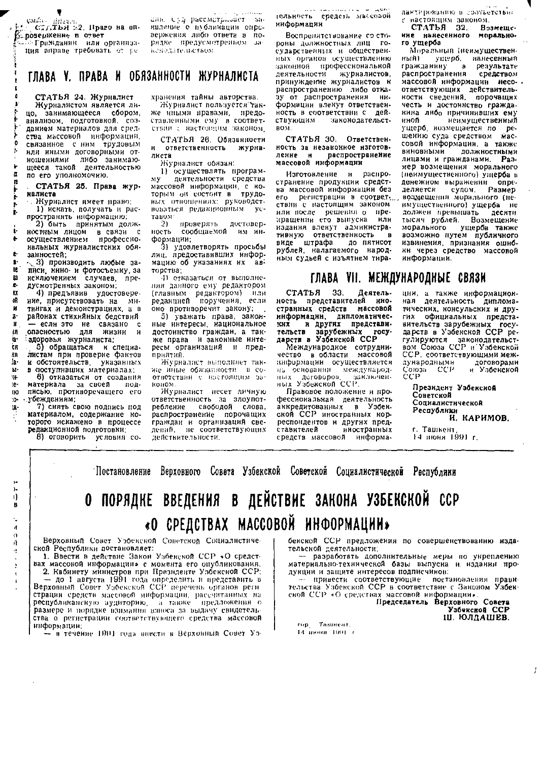СТАТЬЯ 22. Право на опровержение и ответ

Гражданин или организация вправе требовать от ре... суд рассматривает заявление о публикации опровержения либо ответа в порядке предусмотренном законодательством.

# ГЛАВА V. ПРАВА И ОБЯЗАННОСТИ ЖУРНАЛИСТА

**СТАТЬЯ 24. Журналист**

Журналистом является лицо, занимающееся сбором, анализом, подготовкой, созданием материалов для средства массовой информации, связанное с ним трудовыми или иными договорными отношениями либо занимающееся такой деятельностью по его уполномочию.

**СТАТЬЯ 25. Права журналиста**

Журналист имеет право:

1) искать, получать и распространять информацию;

2) быть принятым должностным лицом в связи с осуществлением профессиональных журналистских обязанностей;

3) производить любые записи, кино- и фотосъемку, за исключением случаев, предусмотренных законом;

4) предъявив удостоверение, присутствовать на митингах и демонстрациях, а в районах стихийных бедствий — если это не связано с опасностью для жизни и здоровья журналиста;

5) обращаться к специалистам при проверке фактов и обстоятельств, указанных в поступивших материалах;

6) отказаться от создания материала за своей подписью, противоречащего его убеждениям;

7) снять свою подпись под материалом, содержание которого искажено в процессе редакционной подготовки;

8) оговорить условия сохранения тайны авторства.

Журналист пользуется также иными правами, предоставленными ему в соответствии с настоящим законом.

**СТАТЬЯ 26. Обязанности и ответственность журналиста**

Журналист обязан:

1) осуществлять программу деятельности средства массовой информации, с которым он состоит в трудовых отношениях; руководствоваться редакционным уставом;

2) проверять достоверность сообщаемой им информации;

3) удовлетворять просьбы лиц, предоставивших информацию об указаниях их авторства;

4) отказаться от выполнения данного ему редактором (главным редактором) или редакцией поручения, если оно противоречит закону;

5) уважать права, законные интересы, национальное достоинство граждан, а также права и законные интересы организаций и предприятий.

Журналист выполняет также иные обязанности в соответствии с настоящим законом.

Журналист несет личную ответственность за злоупотребление свободой слова, распространение порочащих граждан и организаций сведений, не соответствующих действительности.

... тельность средств массовой информации

Воспрепятствование со стороны должностных лиц государственных и общественных органов осуществлению законной профессиональной деятельности журналистов, принуждение журналистов к распространению либо отказу от распространения информации влечет ответственность в соответствии с действующим законодательством.

**СТАТЬЯ 30. Ответственность за незаконное изготовление и распространение массовой информации**

Изготовление и распространение продукции средства массовой информации без его регистрации в соответствии с настоящим законом или после решения о прекращении его выпуска или издания влечет административную ответственность в виде штрафа до пятисот рублей, налагаемого народным судьей с изъятием тира... актированию в соответствии с настоящим законом.

**СТАТЬЯ 32. Возмещение нанесенного морального ущерба**

Моральный (неимущественный) ущерб, нанесенный гражданину в результате распространения средством массовой информации несоответствующих действительности сведений, порочащих честь и достоинство гражданина либо причинивших ему иной неимущественный ущерб, возмещается по решению суда средством массовой информации, а также виновными должностными лицами и гражданами. Размер возмещения морального (неимущественного) ущерба в денежном выражении определяется судом. Размер возмещения морального (неимущественного) ущерба не должен превышать десяти тысяч рублей. Возмещение морального ущерба также возможно путем публичного извинения, признания ошибки через средство массовой информации.

# ГЛАВА VII. МЕЖДУНАРОДНЫЕ СВЯЗИ

**СТАТЬЯ 33. Деятельность представителей иностранных средств массовой информации, дипломатических и других представительств зарубежных государств в Узбекской ССР**

Международное сотрудничество в области массовой информации осуществляется на основании международных договоров, заключенных Узбекской ССР.

Правовое положение и профессиональная деятельность аккредитованных в Узбекской ССР иностранных корреспондентов и других представителей иностранных средств массовой информации, а также информационная деятельность дипломатических, консульских и других официальных представительств зарубежных государств в Узбекской ССР регулируются законодательством Союза ССР и Узбекской ССР, соответствующими международными договорами Союза ССР и Узбекской ССР.

**Президент Узбекской Советской Социалистической Республики**
**И. КАРИМОВ.**

г. Ташкент,
14 июня 1991 г.

Постановление Верховного Совета Узбекской Советской Социалистической Республики

# О ПОРЯДКЕ ВВЕДЕНИЯ В ДЕЙСТВИЕ ЗАКОНА УЗБЕКСКОЙ ССР «О СРЕДСТВАХ МАССОВОЙ ИНФОРМАЦИИ»

Верховный Совет Узбекской Советской Социалистической Республики постановляет:

1. Ввести в действие Закон Узбекской ССР «О средствах массовой информации» с момента его опубликования.
2. Кабинету министров при Президенте Узбекской ССР:

— до 1 августа 1991 года определить и представить в Верховный Совет Узбекской ССР перечень органов регистрации средств массовой информации, рассчитанных на республиканскую аудиторию, а также предложения о размере и порядке взимания взноса за выдачу свидетельства о регистрации соответствующего средства массовой информации;

— в течение 1991 года внести в Верховный Совет Узбекской ССР предложения по совершенствованию издательской деятельности;

— разработать дополнительные меры по укреплению материально-технической базы выпуска и издания продукции и защите интересов подписчиков;

— привести соответствующие постановления правительства Узбекской ССР в соответствие с Законом Узбекской ССР «О средствах массовой информации».

**Председатель Верховного Совета Узбекской ССР**
**Ш. ЮЛДАШЕВ.**

гор. Ташкент,
14 июня 1991 г.